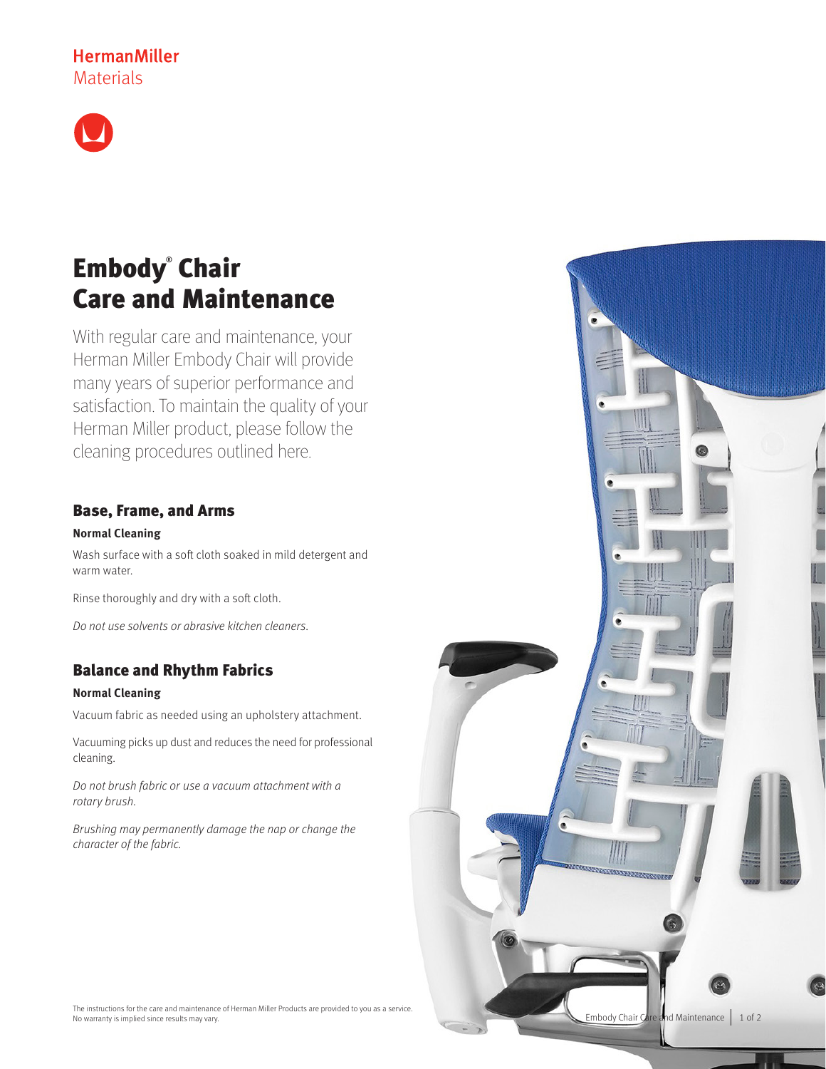HermanMiller
Materials

# Embody® Chair Care and Maintenance

With regular care and maintenance, your Herman Miller Embody Chair will provide many years of superior performance and satisfaction. To maintain the quality of your Herman Miller product, please follow the cleaning procedures outlined here.

## Base, Frame, and Arms

**Normal Cleaning**

Wash surface with a soft cloth soaked in mild detergent and warm water.

Rinse thoroughly and dry with a soft cloth.

*Do not use solvents or abrasive kitchen cleaners.*

## Balance and Rhythm Fabrics

**Normal Cleaning**

Vacuum fabric as needed using an upholstery attachment.

Vacuuming picks up dust and reduces the need for professional cleaning.

*Do not brush fabric or use a vacuum attachment with a rotary brush.*

*Brushing may permanently damage the nap or change the character of the fabric.*

The instructions for the care and maintenance of Herman Miller Products are provided to you as a service. No warranty is implied since results may vary.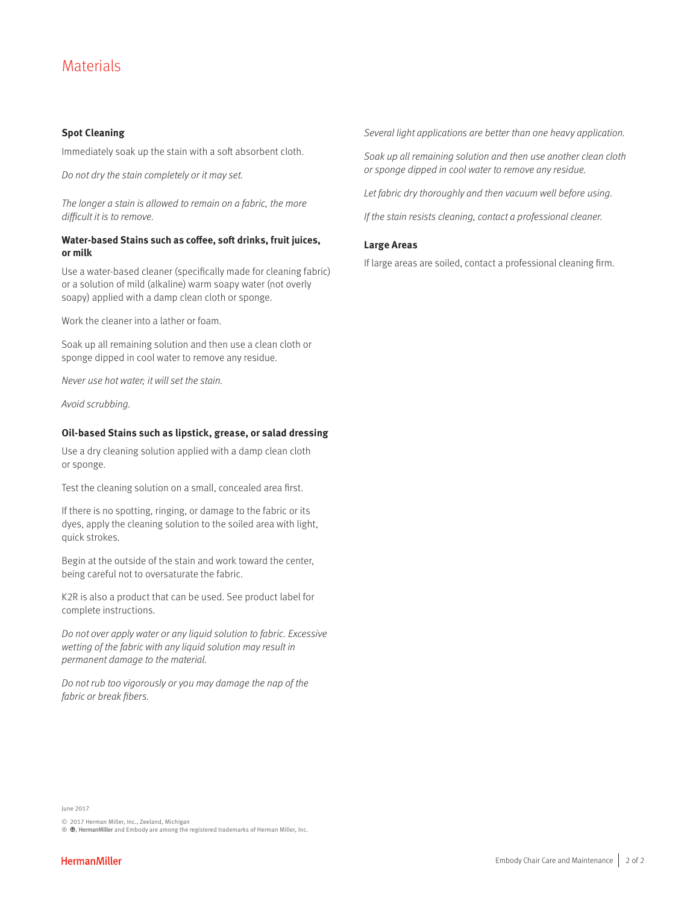# Materials

### Spot Cleaning

Immediately soak up the stain with a soft absorbent cloth.

*Do not dry the stain completely or it may set.*

*The longer a stain is allowed to remain on a fabric, the more difficult it is to remove.*

**Water-based Stains such as coffee, soft drinks, fruit juices, or milk**

Use a water-based cleaner (specifically made for cleaning fabric) or a solution of mild (alkaline) warm soapy water (not overly soapy) applied with a damp clean cloth or sponge.

Work the cleaner into a lather or foam.

Soak up all remaining solution and then use a clean cloth or sponge dipped in cool water to remove any residue.

*Never use hot water; it will set the stain.*

*Avoid scrubbing.*

**Oil-based Stains such as lipstick, grease, or salad dressing**

Use a dry cleaning solution applied with a damp clean cloth or sponge.

Test the cleaning solution on a small, concealed area first.

If there is no spotting, ringing, or damage to the fabric or its dyes, apply the cleaning solution to the soiled area with light, quick strokes.

Begin at the outside of the stain and work toward the center, being careful not to oversaturate the fabric.

K2R is also a product that can be used. See product label for complete instructions.

*Do not over apply water or any liquid solution to fabric. Excessive wetting of the fabric with any liquid solution may result in permanent damage to the material.*

*Do not rub too vigorously or you may damage the nap of the fabric or break fibers.*

*Several light applications are better than one heavy application.*

*Soak up all remaining solution and then use another clean cloth or sponge dipped in cool water to remove any residue.*

*Let fabric dry thoroughly and then vacuum well before using.*

*If the stain resists cleaning, contact a professional cleaner.*

### Large Areas

If large areas are soiled, contact a professional cleaning firm.

June 2017

© 2017 Herman Miller, Inc., Zeeland, Michigan
®, HermanMiller and Embody are among the registered trademarks of Herman Miller, Inc.